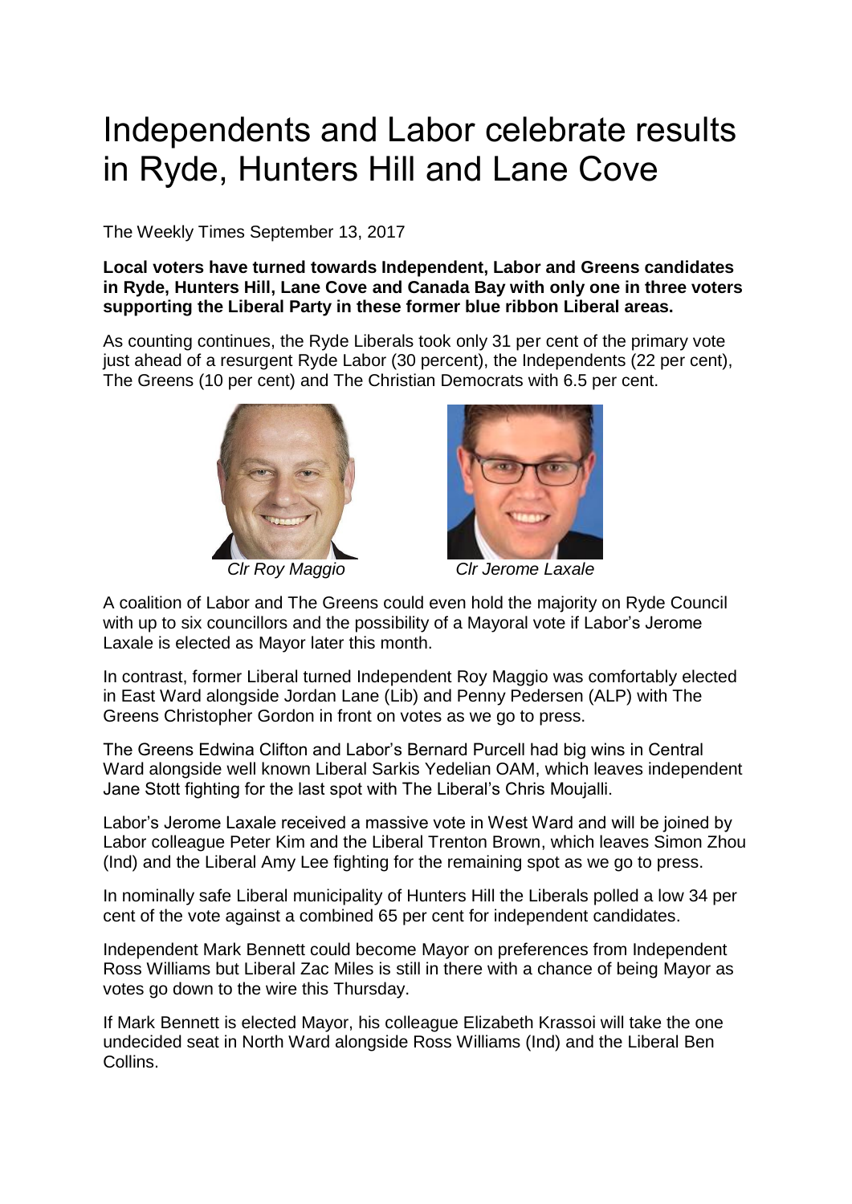# Independents and Labor celebrate results in Ryde, Hunters Hill and Lane Cove

The Weekly Times September 13, 2017

**Local voters have turned towards Independent, Labor and Greens candidates in Ryde, Hunters Hill, Lane Cove and Canada Bay with only one in three voters supporting the Liberal Party in these former blue ribbon Liberal areas.**

As counting continues, the Ryde Liberals took only 31 per cent of the primary vote just ahead of a resurgent Ryde Labor (30 percent), the Independents (22 per cent), The Greens (10 per cent) and The Christian Democrats with 6.5 per cent.

*Clr Roy Maggio*

*Clr Jerome Laxale*

A coalition of Labor and The Greens could even hold the majority on Ryde Council with up to six councillors and the possibility of a Mayoral vote if Labor's Jerome Laxale is elected as Mayor later this month.

In contrast, former Liberal turned Independent Roy Maggio was comfortably elected in East Ward alongside Jordan Lane (Lib) and Penny Pedersen (ALP) with The Greens Christopher Gordon in front on votes as we go to press.

The Greens Edwina Clifton and Labor's Bernard Purcell had big wins in Central Ward alongside well known Liberal Sarkis Yedelian OAM, which leaves independent Jane Stott fighting for the last spot with The Liberal's Chris Moujalli.

Labor's Jerome Laxale received a massive vote in West Ward and will be joined by Labor colleague Peter Kim and the Liberal Trenton Brown, which leaves Simon Zhou (Ind) and the Liberal Amy Lee fighting for the remaining spot as we go to press.

In nominally safe Liberal municipality of Hunters Hill the Liberals polled a low 34 per cent of the vote against a combined 65 per cent for independent candidates.

Independent Mark Bennett could become Mayor on preferences from Independent Ross Williams but Liberal Zac Miles is still in there with a chance of being Mayor as votes go down to the wire this Thursday.

If Mark Bennett is elected Mayor, his colleague Elizabeth Krassoi will take the one undecided seat in North Ward alongside Ross Williams (Ind) and the Liberal Ben Collins.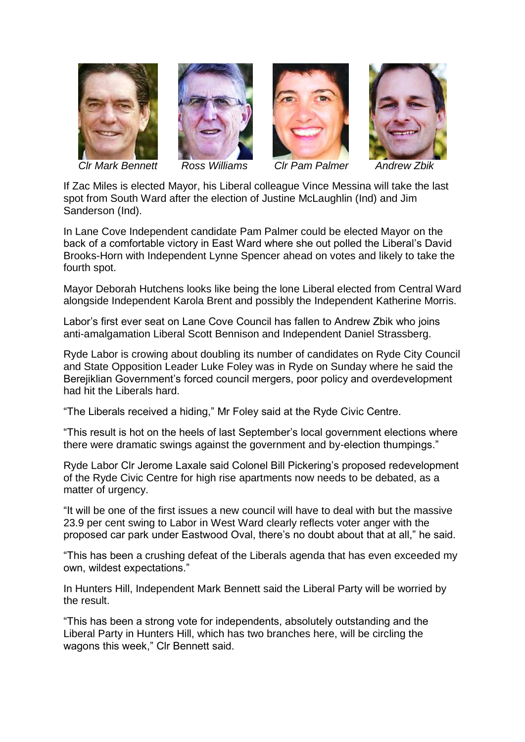*Clr Mark Bennett* *Ross Williams* *Clr Pam Palmer* *Andrew Zbik*

If Zac Miles is elected Mayor, his Liberal colleague Vince Messina will take the last spot from South Ward after the election of Justine McLaughlin (Ind) and Jim Sanderson (Ind).

In Lane Cove Independent candidate Pam Palmer could be elected Mayor on the back of a comfortable victory in East Ward where she out polled the Liberal's David Brooks-Horn with Independent Lynne Spencer ahead on votes and likely to take the fourth spot.

Mayor Deborah Hutchens looks like being the lone Liberal elected from Central Ward alongside Independent Karola Brent and possibly the Independent Katherine Morris.

Labor's first ever seat on Lane Cove Council has fallen to Andrew Zbik who joins anti-amalgamation Liberal Scott Bennison and Independent Daniel Strassberg.

Ryde Labor is crowing about doubling its number of candidates on Ryde City Council and State Opposition Leader Luke Foley was in Ryde on Sunday where he said the Berejiklian Government's forced council mergers, poor policy and overdevelopment had hit the Liberals hard.

"The Liberals received a hiding," Mr Foley said at the Ryde Civic Centre.

"This result is hot on the heels of last September's local government elections where there were dramatic swings against the government and by-election thumpings."

Ryde Labor Clr Jerome Laxale said Colonel Bill Pickering's proposed redevelopment of the Ryde Civic Centre for high rise apartments now needs to be debated, as a matter of urgency.

"It will be one of the first issues a new council will have to deal with but the massive 23.9 per cent swing to Labor in West Ward clearly reflects voter anger with the proposed car park under Eastwood Oval, there's no doubt about that at all," he said.

"This has been a crushing defeat of the Liberals agenda that has even exceeded my own, wildest expectations."

In Hunters Hill, Independent Mark Bennett said the Liberal Party will be worried by the result.

"This has been a strong vote for independents, absolutely outstanding and the Liberal Party in Hunters Hill, which has two branches here, will be circling the wagons this week," Clr Bennett said.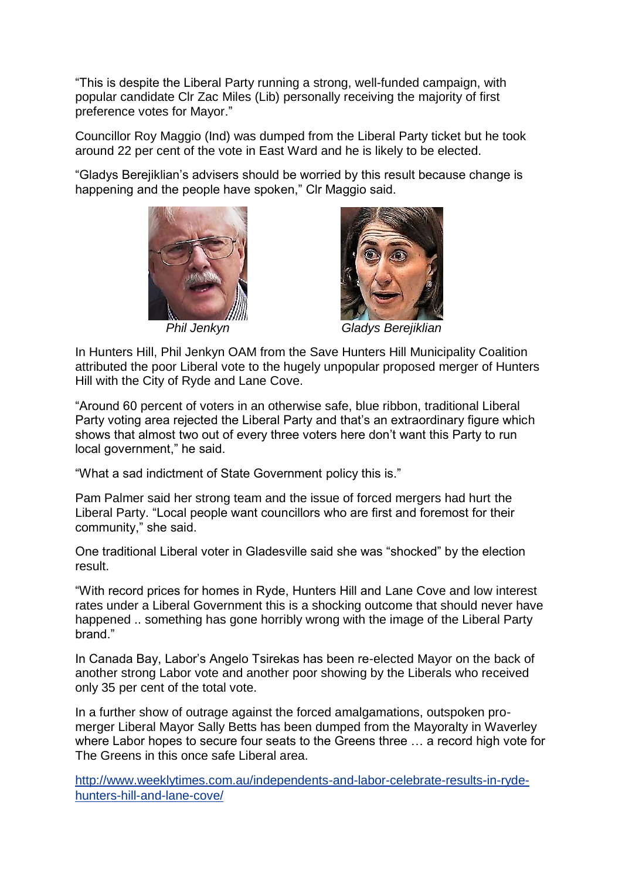"This is despite the Liberal Party running a strong, well-funded campaign, with popular candidate Clr Zac Miles (Lib) personally receiving the majority of first preference votes for Mayor."

Councillor Roy Maggio (Ind) was dumped from the Liberal Party ticket but he took around 22 per cent of the vote in East Ward and he is likely to be elected.

"Gladys Berejiklian's advisers should be worried by this result because change is happening and the people have spoken," Clr Maggio said.

*Phil Jenkyn* *Gladys Berejiklian*

In Hunters Hill, Phil Jenkyn OAM from the Save Hunters Hill Municipality Coalition attributed the poor Liberal vote to the hugely unpopular proposed merger of Hunters Hill with the City of Ryde and Lane Cove.

"Around 60 percent of voters in an otherwise safe, blue ribbon, traditional Liberal Party voting area rejected the Liberal Party and that's an extraordinary figure which shows that almost two out of every three voters here don't want this Party to run local government," he said.

"What a sad indictment of State Government policy this is."

Pam Palmer said her strong team and the issue of forced mergers had hurt the Liberal Party. "Local people want councillors who are first and foremost for their community," she said.

One traditional Liberal voter in Gladesville said she was "shocked" by the election result.

"With record prices for homes in Ryde, Hunters Hill and Lane Cove and low interest rates under a Liberal Government this is a shocking outcome that should never have happened .. something has gone horribly wrong with the image of the Liberal Party brand."

In Canada Bay, Labor's Angelo Tsirekas has been re-elected Mayor on the back of another strong Labor vote and another poor showing by the Liberals who received only 35 per cent of the total vote.

In a further show of outrage against the forced amalgamations, outspoken pro-merger Liberal Mayor Sally Betts has been dumped from the Mayoralty in Waverley where Labor hopes to secure four seats to the Greens three … a record high vote for The Greens in this once safe Liberal area.

http://www.weeklytimes.com.au/independents-and-labor-celebrate-results-in-ryde-hunters-hill-and-lane-cove/